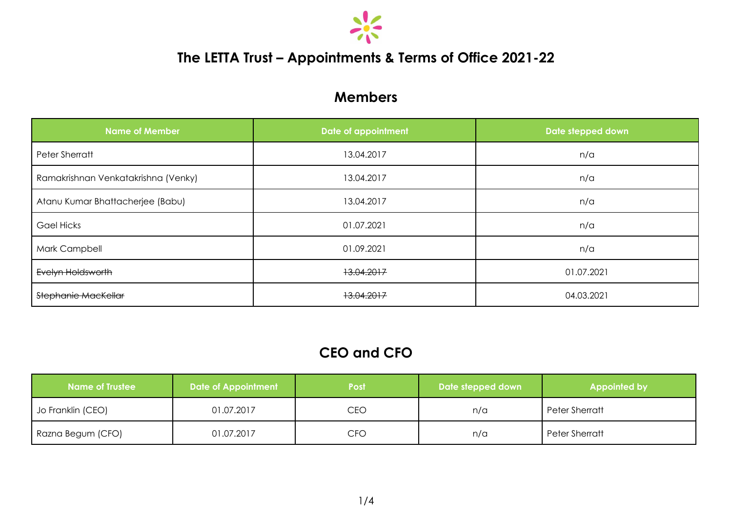# The LETTA Trust – Appointments & Terms of Office 2021-22

## Members

| Name of Member | Date of appointment | Date stepped down |
| --- | --- | --- |
| Peter Sherratt | 13.04.2017 | n/a |
| Ramakrishnan Venkatakrishna (Venky) | 13.04.2017 | n/a |
| Atanu Kumar Bhattacherjee (Babu) | 13.04.2017 | n/a |
| Gael Hicks | 01.07.2021 | n/a |
| Mark Campbell | 01.09.2021 | n/a |
| ~~Evelyn Holdsworth~~ | ~~13.04.2017~~ | 01.07.2021 |
| ~~Stephanie MacKellar~~ | ~~13.04.2017~~ | 04.03.2021 |

## CEO and CFO

| Name of Trustee | Date of Appointment | Post | Date stepped down | Appointed by |
| --- | --- | --- | --- | --- |
| Jo Franklin (CEO) | 01.07.2017 | CEO | n/a | Peter Sherratt |
| Razna Begum (CFO) | 01.07.2017 | CFO | n/a | Peter Sherratt |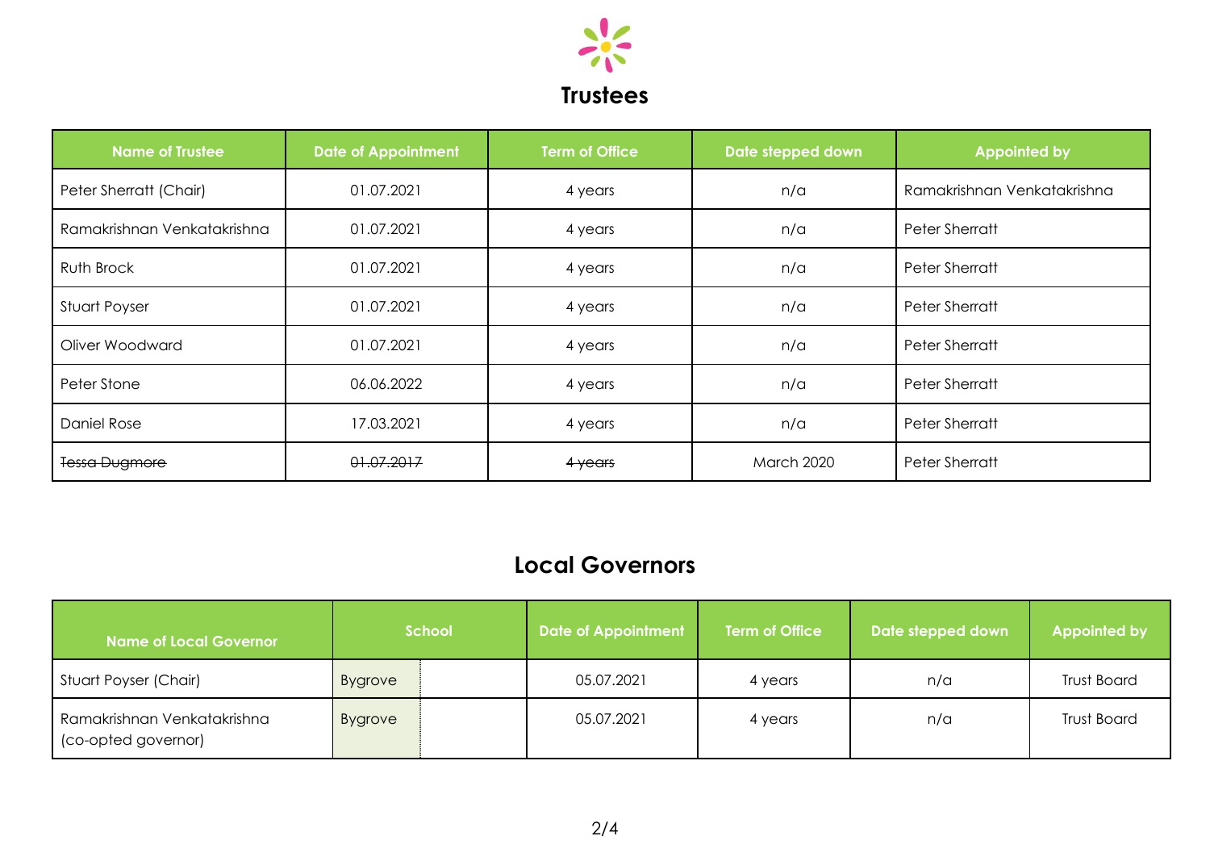# Trustees

| Name of Trustee | Date of Appointment | Term of Office | Date stepped down | Appointed by |
|---|---|---|---|---|
| Peter Sherratt (Chair) | 01.07.2021 | 4 years | n/a | Ramakrishnan Venkatakrishna |
| Ramakrishnan Venkatakrishna | 01.07.2021 | 4 years | n/a | Peter Sherratt |
| Ruth Brock | 01.07.2021 | 4 years | n/a | Peter Sherratt |
| Stuart Poyser | 01.07.2021 | 4 years | n/a | Peter Sherratt |
| Oliver Woodward | 01.07.2021 | 4 years | n/a | Peter Sherratt |
| Peter Stone | 06.06.2022 | 4 years | n/a | Peter Sherratt |
| Daniel Rose | 17.03.2021 | 4 years | n/a | Peter Sherratt |
| ~~Tessa Dugmore~~ | ~~01.07.2017~~ | ~~4 years~~ | March 2020 | Peter Sherratt |

# Local Governors

| Name of Local Governor | School | Date of Appointment | Term of Office | Date stepped down | Appointed by |
|---|---|---|---|---|---|
| Stuart Poyser (Chair) | Bygrove | 05.07.2021 | 4 years | n/a | Trust Board |
| Ramakrishnan Venkatakrishna (co-opted governor) | Bygrove | 05.07.2021 | 4 years | n/a | Trust Board |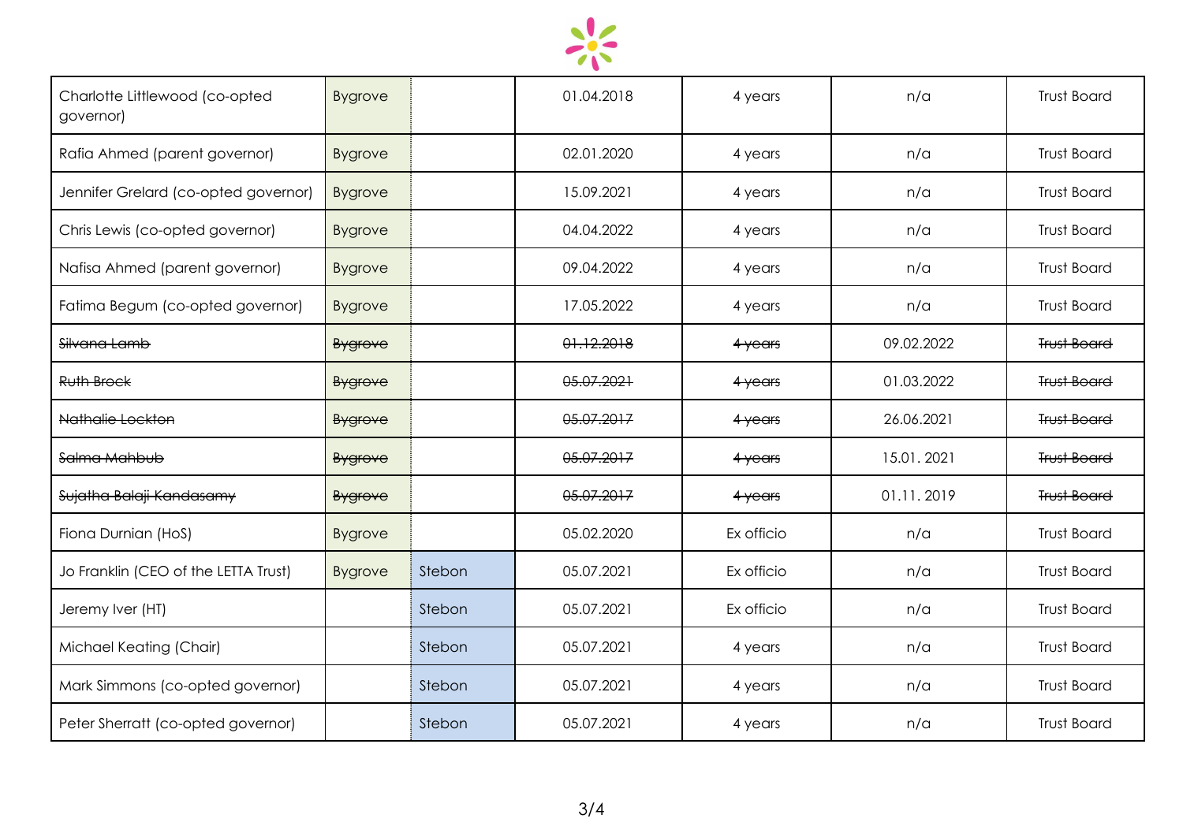| | | | | | | |
|---|---|---|---|---|---|---|
| Charlotte Littlewood (co-opted governor) | Bygrove | | 01.04.2018 | 4 years | n/a | Trust Board |
| Rafia Ahmed (parent governor) | Bygrove | | 02.01.2020 | 4 years | n/a | Trust Board |
| Jennifer Grelard (co-opted governor) | Bygrove | | 15.09.2021 | 4 years | n/a | Trust Board |
| Chris Lewis (co-opted governor) | Bygrove | | 04.04.2022 | 4 years | n/a | Trust Board |
| Nafisa Ahmed (parent governor) | Bygrove | | 09.04.2022 | 4 years | n/a | Trust Board |
| Fatima Begum (co-opted governor) | Bygrove | | 17.05.2022 | 4 years | n/a | Trust Board |
| ~~Silvana Lamb~~ | ~~Bygrove~~ | | ~~01.12.2018~~ | ~~4 years~~ | 09.02.2022 | ~~Trust Board~~ |
| ~~Ruth Brock~~ | ~~Bygrove~~ | | ~~05.07.2021~~ | ~~4 years~~ | 01.03.2022 | ~~Trust Board~~ |
| ~~Nathalie Lockton~~ | ~~Bygrove~~ | | ~~05.07.2017~~ | ~~4 years~~ | 26.06.2021 | ~~Trust Board~~ |
| ~~Salma Mahbub~~ | ~~Bygrove~~ | | ~~05.07.2017~~ | ~~4 years~~ | 15.01. 2021 | ~~Trust Board~~ |
| ~~Sujatha Balaji Kandasamy~~ | ~~Bygrove~~ | | ~~05.07.2017~~ | ~~4 years~~ | 01.11. 2019 | ~~Trust Board~~ |
| Fiona Durnian (HoS) | Bygrove | | 05.02.2020 | Ex officio | n/a | Trust Board |
| Jo Franklin (CEO of the LETTA Trust) | Bygrove | Stebon | 05.07.2021 | Ex officio | n/a | Trust Board |
| Jeremy Iver (HT) | | Stebon | 05.07.2021 | Ex officio | n/a | Trust Board |
| Michael Keating (Chair) | | Stebon | 05.07.2021 | 4 years | n/a | Trust Board |
| Mark Simmons (co-opted governor) | | Stebon | 05.07.2021 | 4 years | n/a | Trust Board |
| Peter Sherratt (co-opted governor) | | Stebon | 05.07.2021 | 4 years | n/a | Trust Board |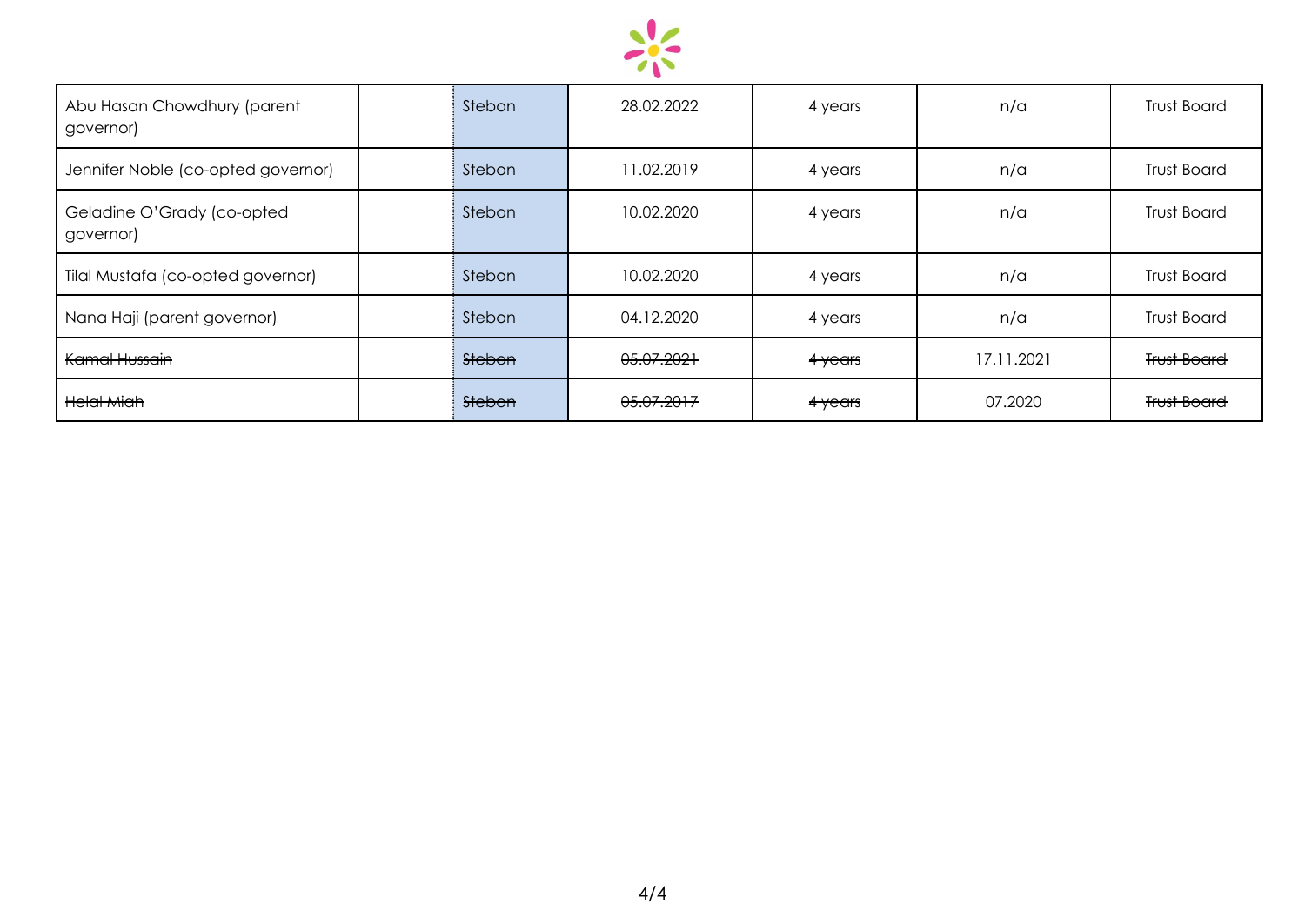| | | | | | | |
|---|---|---|---|---|---|---|
| Abu Hasan Chowdhury (parent governor) | | Stebon | 28.02.2022 | 4 years | n/a | Trust Board |
| Jennifer Noble (co-opted governor) | | Stebon | 11.02.2019 | 4 years | n/a | Trust Board |
| Geladine O'Grady (co-opted governor) | | Stebon | 10.02.2020 | 4 years | n/a | Trust Board |
| Tilal Mustafa (co-opted governor) | | Stebon | 10.02.2020 | 4 years | n/a | Trust Board |
| Nana Haji (parent governor) | | Stebon | 04.12.2020 | 4 years | n/a | Trust Board |
| ~~Kamal Hussain~~ | | ~~Stebon~~ | ~~05.07.2021~~ | ~~4 years~~ | 17.11.2021 | ~~Trust Board~~ |
| ~~Helal Miah~~ | | ~~Stebon~~ | ~~05.07.2017~~ | ~~4 years~~ | 07.2020 | ~~Trust Board~~ |